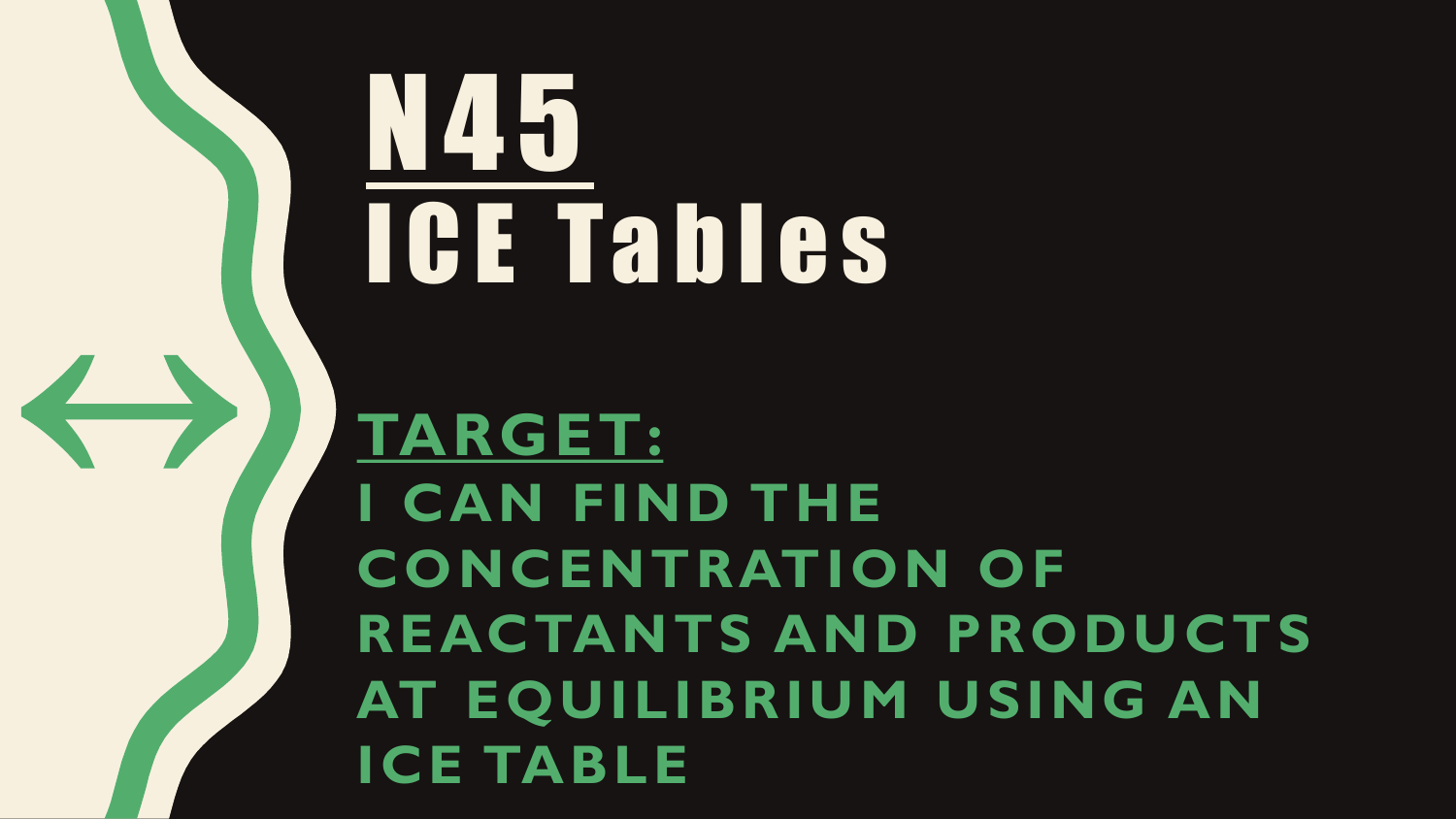# N45

# ICE Tables

**TARGET:**

**I CAN FIND THE CONCENTRATION OF REACTANTS AND PRODUCTS AT EQUILIBRIUM USING AN ICE TABLE**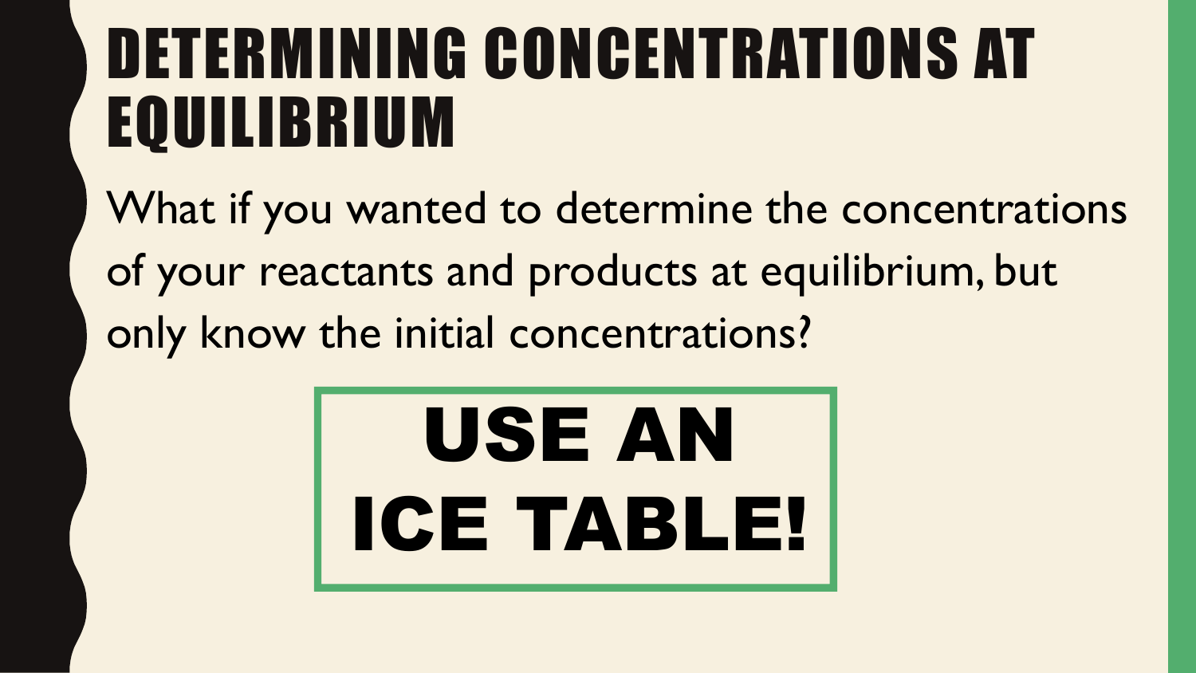# DETERMINING CONCENTRATIONS AT EQUILIBRIUM

What if you wanted to determine the concentrations of your reactants and products at equilibrium, but only know the initial concentrations?

**USE AN ICE TABLE!**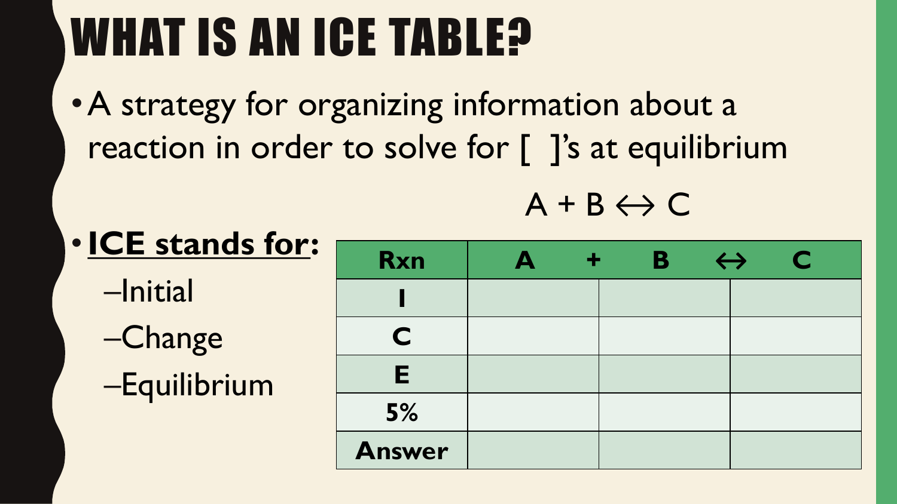# WHAT IS AN ICE TABLE?

- A strategy for organizing information about a reaction in order to solve for [ ]'s at equilibrium

$$A + B \leftrightarrow C$$

- **ICE stands for:**
  - –Initial
  - –Change
  - –Equilibrium

| Rxn | A + | B ↔ | C |
|---|---|---|---|
| **I** | | | |
| **C** | | | |
| **E** | | | |
| **5%** | | | |
| **Answer** | | | |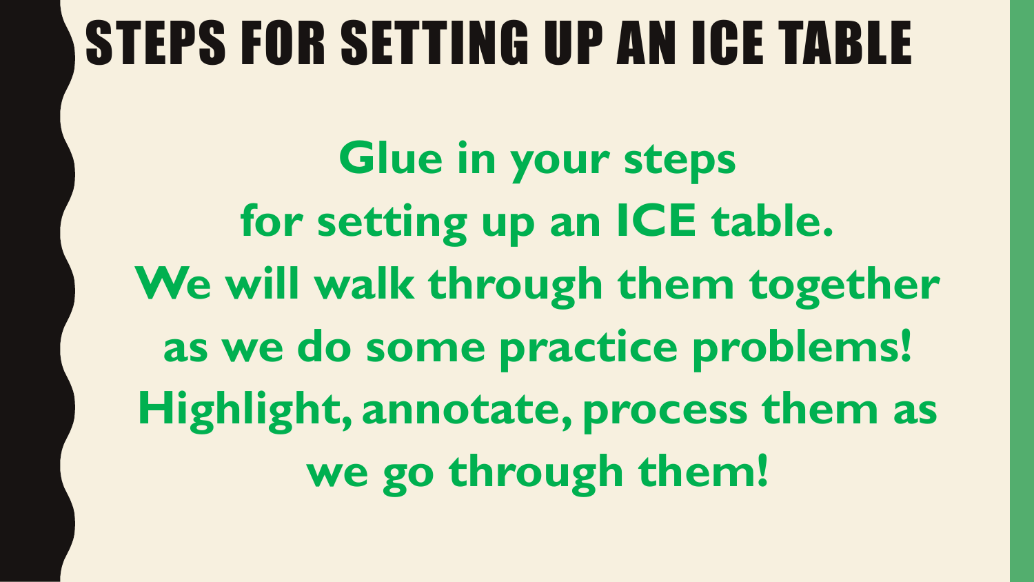# STEPS FOR SETTING UP AN ICE TABLE

**Glue in your steps for setting up an ICE table. We will walk through them together as we do some practice problems! Highlight, annotate, process them as we go through them!**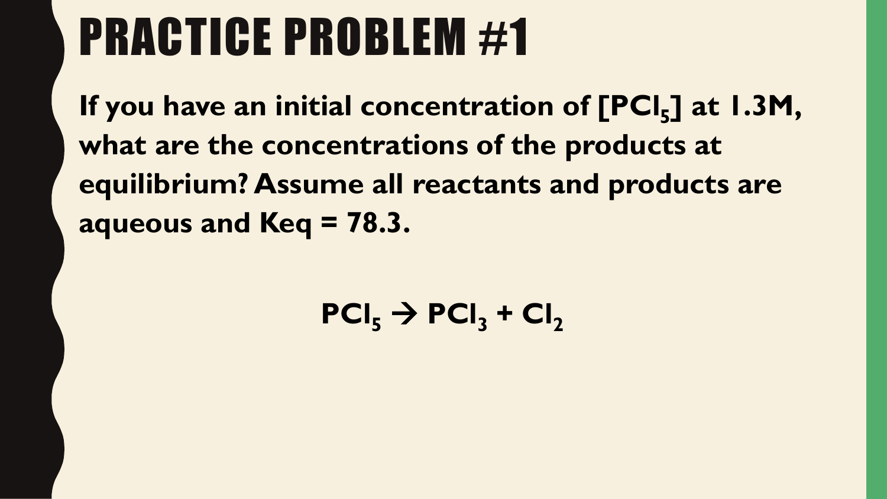# PRACTICE PROBLEM #1

**If you have an initial concentration of [$PCl_5$] at 1.3M, what are the concentrations of the products at equilibrium? Assume all reactants and products are aqueous and Keq = 78.3.**

$$PCl_5 \rightarrow PCl_3 + Cl_2$$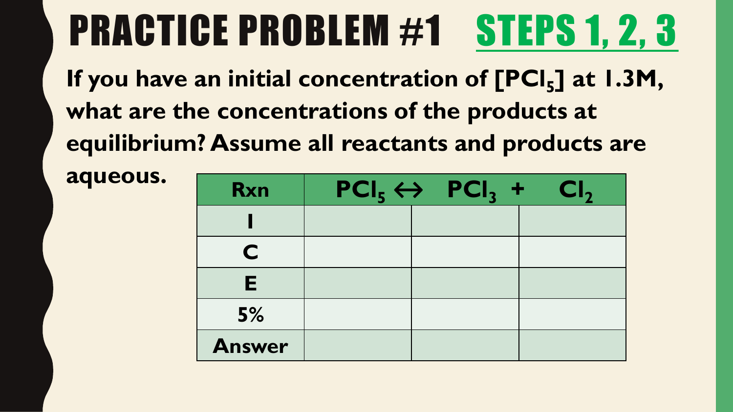# PRACTICE PROBLEM #1 STEPS 1, 2, 3

**If you have an initial concentration of [$PCl_5$] at 1.3M, what are the concentrations of the products at equilibrium? Assume all reactants and products are aqueous.**

| Rxn | $PCl_5 \leftrightarrow$ | $PCl_3$ + | $Cl_2$ |
|---|---|---|---|
| I | | | |
| C | | | |
| E | | | |
| 5% | | | |
| Answer | | | |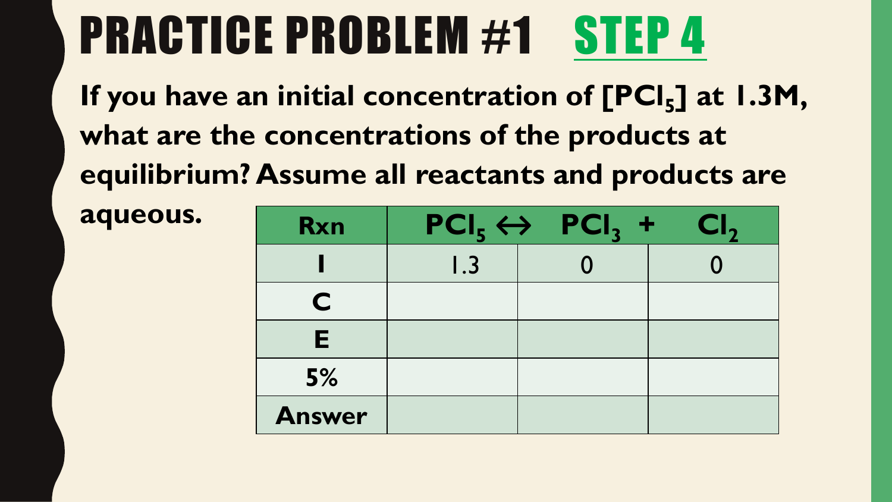# PRACTICE PROBLEM #1 STEP 4

**If you have an initial concentration of $[PCl_5]$ at 1.3M, what are the concentrations of the products at equilibrium? Assume all reactants and products are aqueous.**

| Rxn | $PCl_5 \leftrightarrow$ | $PCl_3$ + | $Cl_2$ |
|---|---|---|---|
| **I** | 1.3 | 0 | 0 |
| **C** | | | |
| **E** | | | |
| **5%** | | | |
| **Answer** | | | |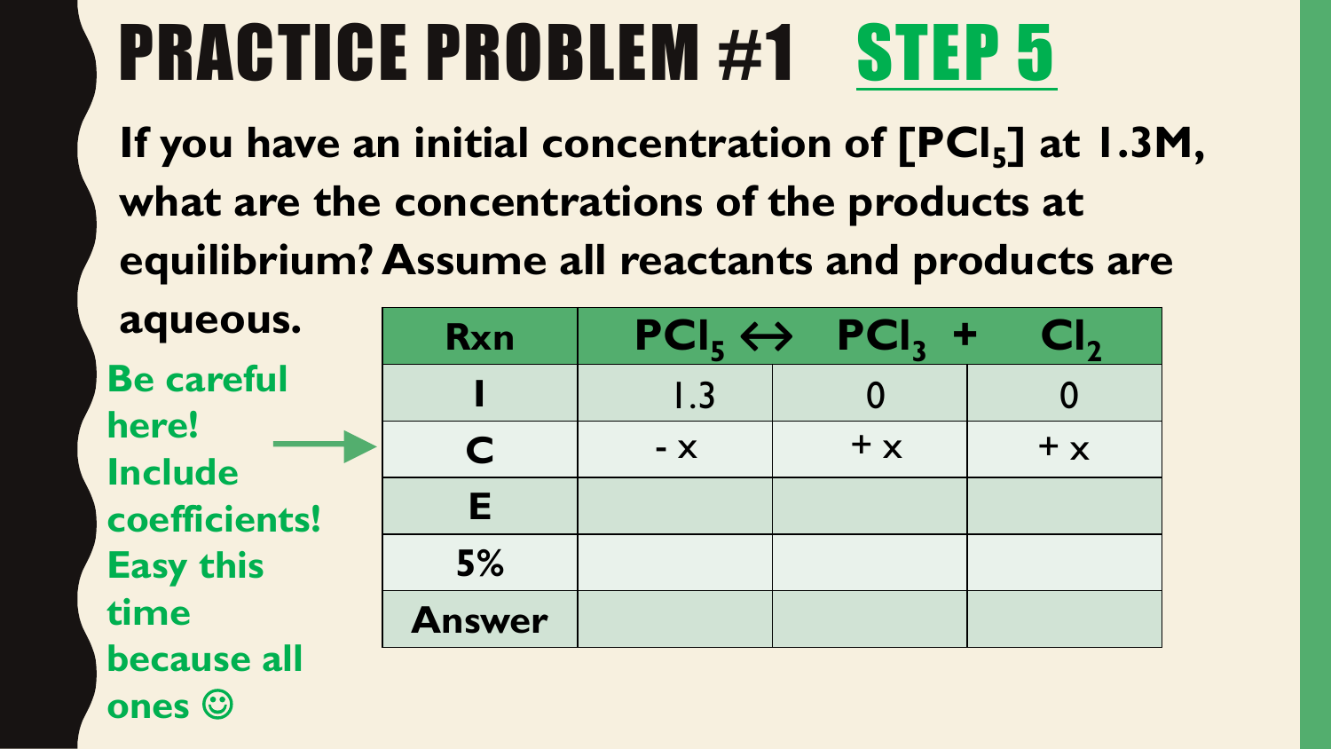# PRACTICE PROBLEM #1 STEP 5

**If you have an initial concentration of $[PCl_5]$ at 1.3M, what are the concentrations of the products at equilibrium? Assume all reactants and products are aqueous.**

**Be careful here! Include coefficients! Easy this time because all ones ☺**

| Rxn | $PCl_5 \leftrightarrow$ | $PCl_3$ + | $Cl_2$ |
|---|---|---|---|
| I | 1.3 | 0 | 0 |
| C | - x | + x | + x |
| E | | | |
| 5% | | | |
| Answer | | | |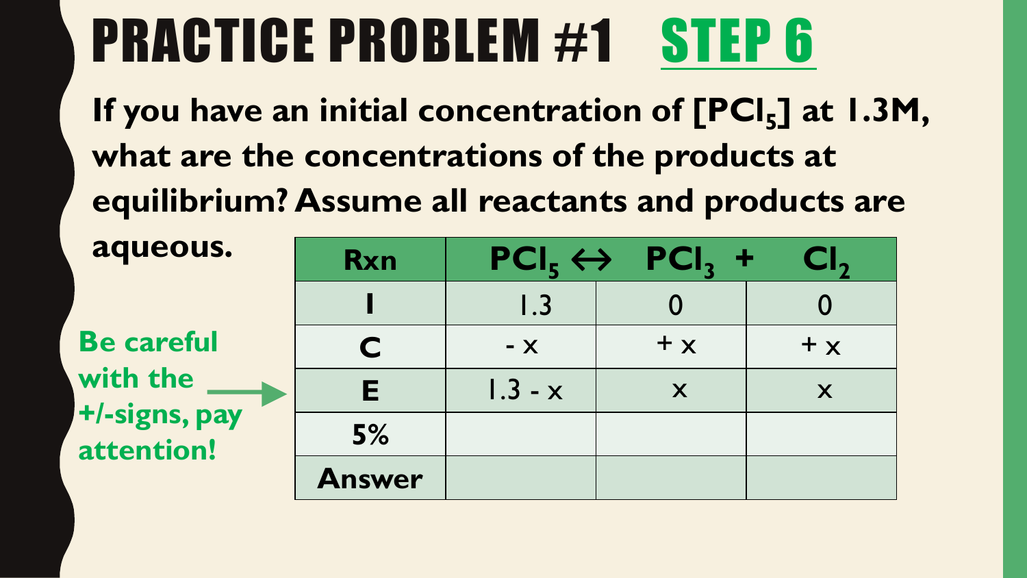# PRACTICE PROBLEM #1 STEP 6

**If you have an initial concentration of $[PCl_5]$ at 1.3M, what are the concentrations of the products at equilibrium? Assume all reactants and products are aqueous.**

**Be careful with the +/-signs, pay attention!**

| Rxn | $PCl_5 \leftrightarrow$ | $PCl_3$ + | $Cl_2$ |
|---|---|---|---|
| I | 1.3 | 0 | 0 |
| C | - x | + x | + x |
| E | 1.3 - x | x | x |
| 5% | | | |
| Answer | | | |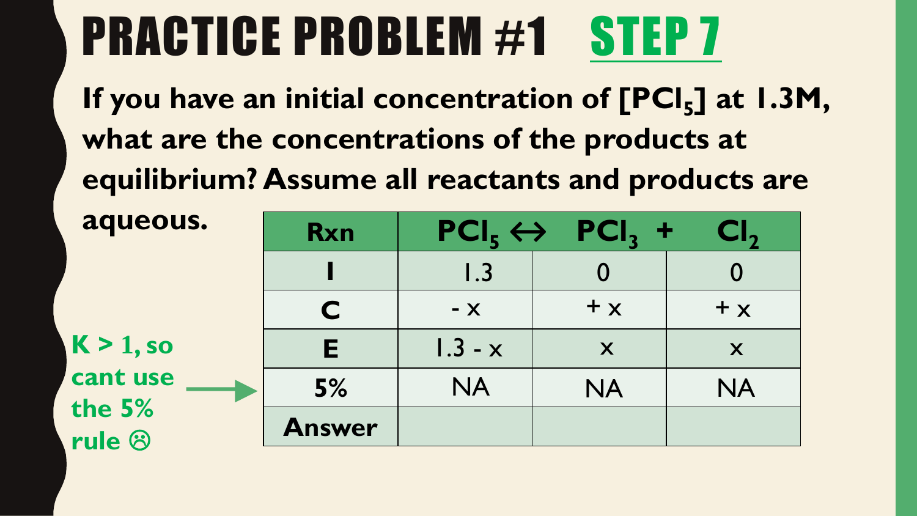# PRACTICE PROBLEM #1 STEP 7

**If you have an initial concentration of [$PCl_5$] at 1.3M, what are the concentrations of the products at equilibrium? Assume all reactants and products are aqueous.**

**K > 1, so cant use the 5% rule ☹**

| Rxn | $PCl_5 \leftrightarrow$ | $PCl_3$ + | $Cl_2$ |
|---|---|---|---|
| **I** | 1.3 | 0 | 0 |
| **C** | - x | + x | + x |
| **E** | 1.3 - x | x | x |
| **5%** | NA | NA | NA |
| **Answer** | | | |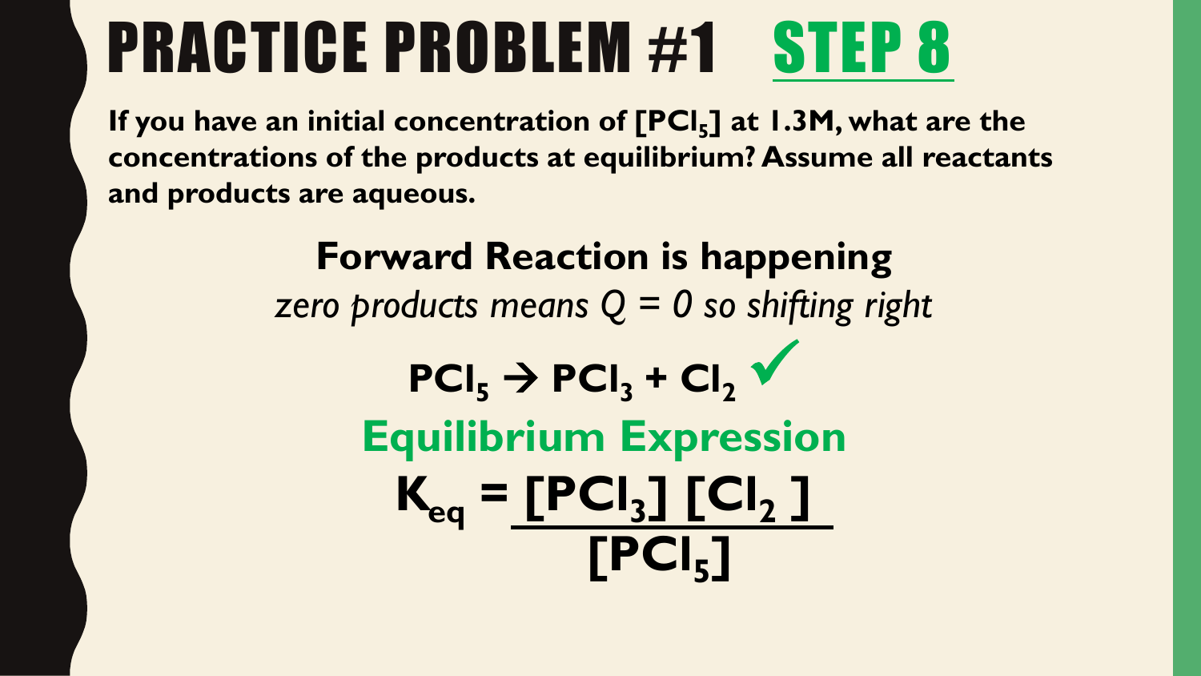# PRACTICE PROBLEM #1 STEP 8

**If you have an initial concentration of $[PCl_5]$ at 1.3M, what are the concentrations of the products at equilibrium? Assume all reactants and products are aqueous.**

**Forward Reaction is happening**

*zero products means Q = 0 so shifting right*

$$PCl_5 \rightarrow PCl_3 + Cl_2$$ ✓

**Equilibrium Expression**

$$K_{eq} = \frac{[PCl_3][Cl_2]}{[PCl_5]}$$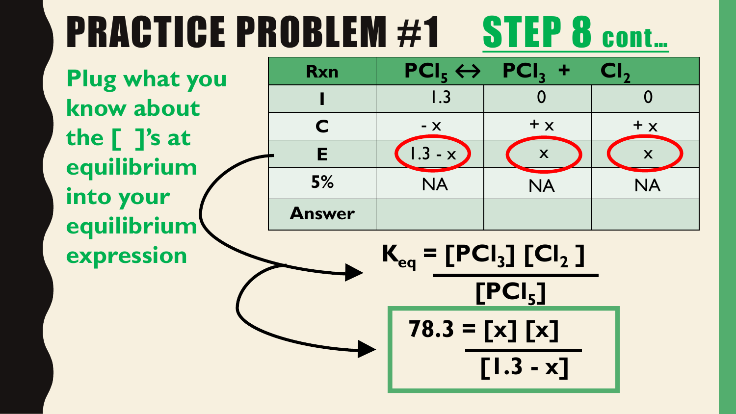# PRACTICE PROBLEM #1 STEP 8 cont…

**Plug what you know about the [ ]'s at equilibrium into your equilibrium expression**

| Rxn | $PCl_5 \leftrightarrow$ | $PCl_3$ + | $Cl_2$ |
|---|---|---|---|
| I | 1.3 | 0 | 0 |
| C | - x | + x | + x |
| E | 1.3 - x | x | x |
| 5% | NA | NA | NA |
| Answer | | | |

$$K_{eq} = \frac{[PCl_3]\,[Cl_2]}{[PCl_5]}$$

$$78.3 = \frac{[x]\,[x]}{[1.3 - x]}$$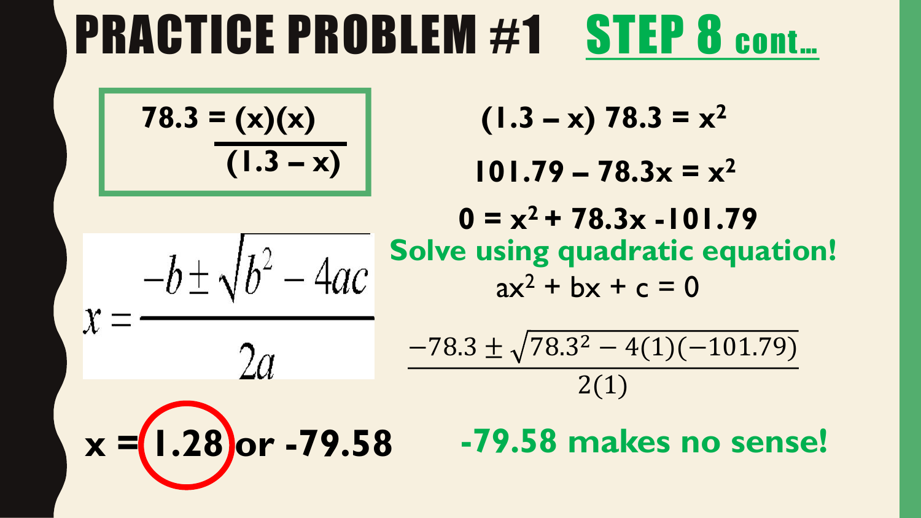# PRACTICE PROBLEM #1 STEP 8 cont…

$$78.3 = \frac{(x)(x)}{(1.3 - x)}$$

$$(1.3 - x)\ 78.3 = x^2$$

$$101.79 - 78.3x = x^2$$

$$0 = x^2 + 78.3x - 101.79$$

**Solve using quadratic equation!**

$$ax^2 + bx + c = 0$$

$$x = \frac{-b \pm \sqrt{b^2 - 4ac}}{2a}$$

$$\frac{-78.3 \pm \sqrt{78.3^2 - 4(1)(-101.79)}}{2(1)}$$

**x = 1.28 or -79.58**

**-79.58 makes no sense!**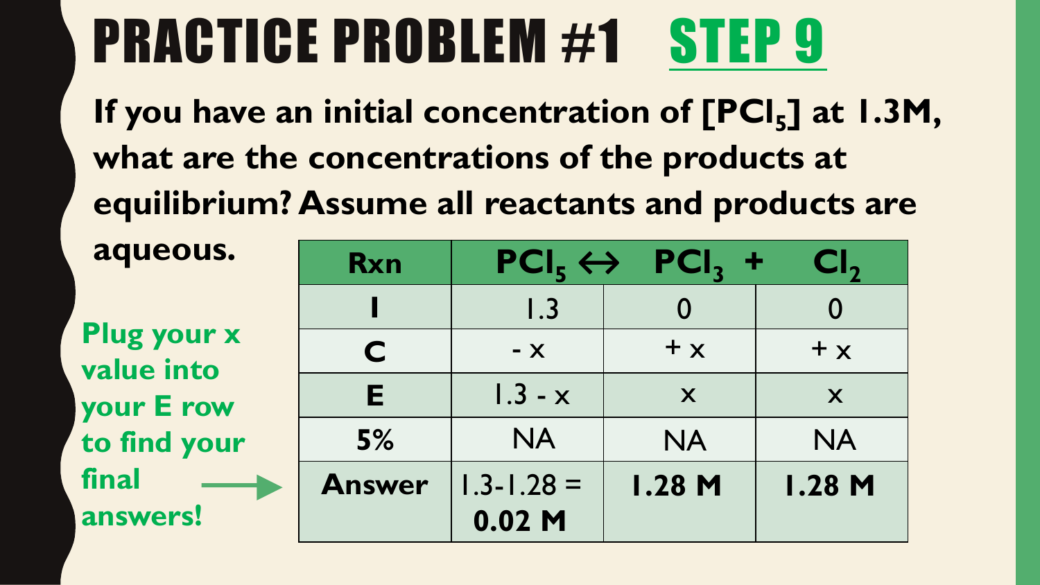# PRACTICE PROBLEM #1 STEP 9

**If you have an initial concentration of $[PCl_5]$ at 1.3M, what are the concentrations of the products at equilibrium? Assume all reactants and products are aqueous.**

**Plug your x value into your E row to find your final answers!**

| Rxn | $PCl_5 \leftrightarrow$ | $PCl_3$ + | $Cl_2$ |
|---|---|---|---|
| **I** | 1.3 | 0 | 0 |
| **C** | - x | + x | + x |
| **E** | 1.3 - x | x | x |
| **5%** | NA | NA | NA |
| **Answer** | 1.3-1.28 = **0.02 M** | **1.28 M** | **1.28 M** |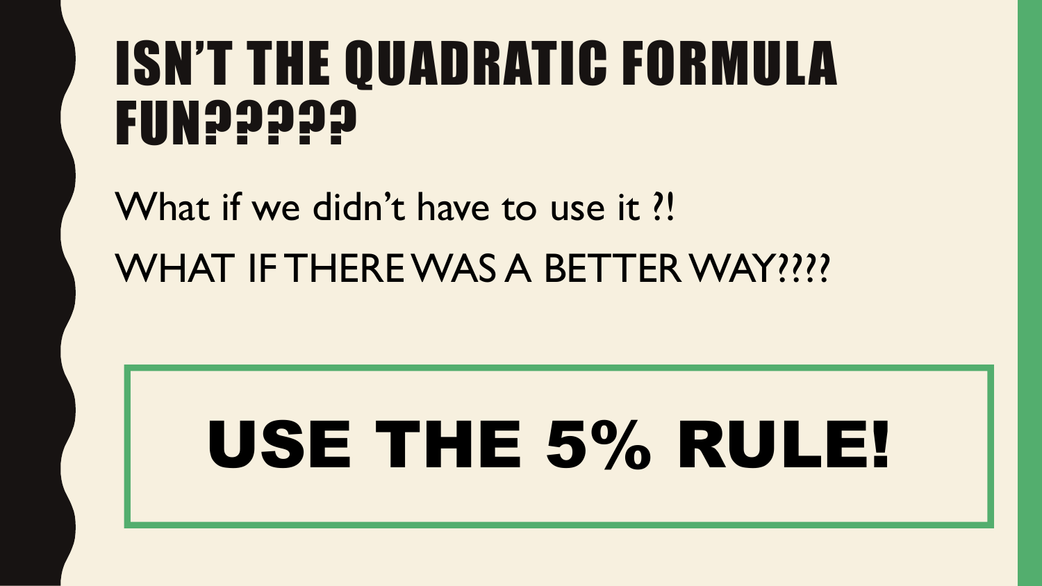# ISN'T THE QUADRATIC FORMULA FUN?????

What if we didn't have to use it ?!

WHAT IF THERE WAS A BETTER WAY????

**USE THE 5% RULE!**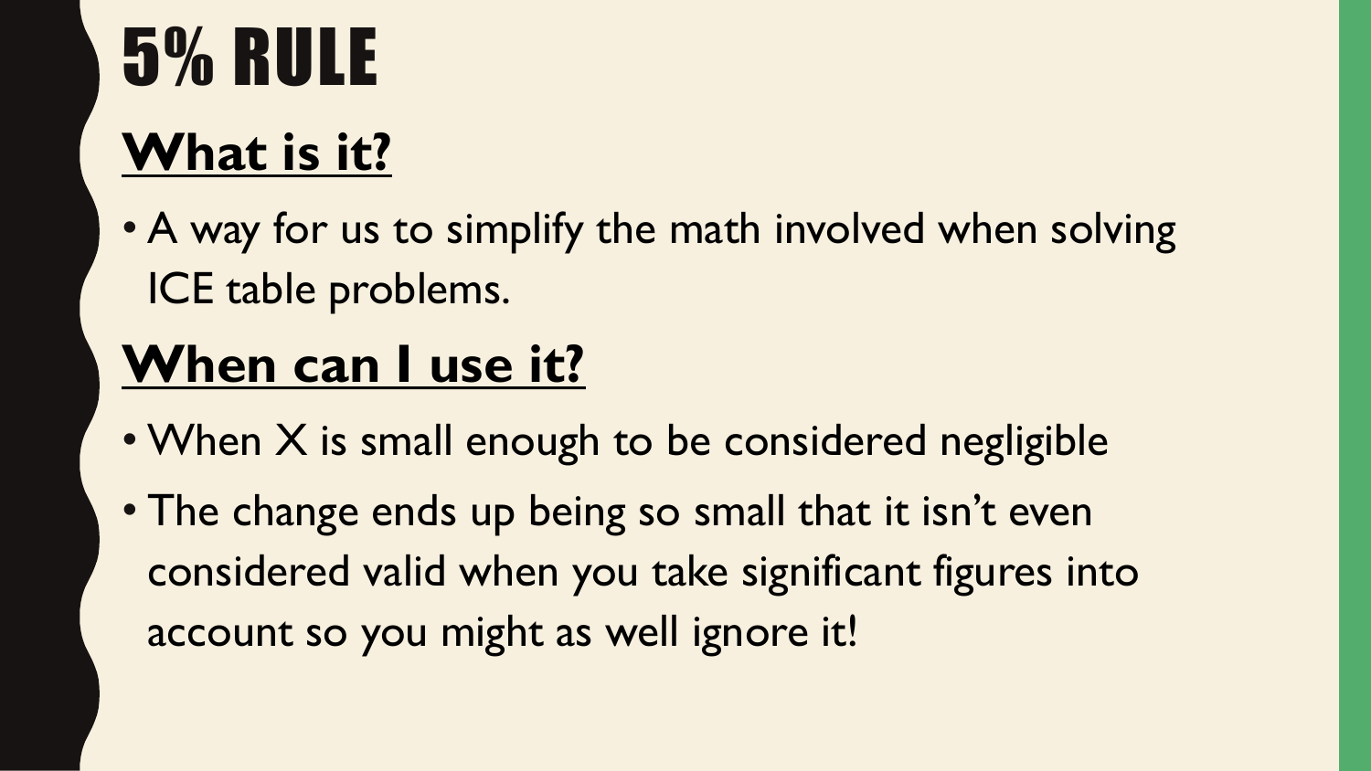# 5% RULE

## What is it?

- A way for us to simplify the math involved when solving ICE table problems.

## When can I use it?

- When X is small enough to be considered negligible
- The change ends up being so small that it isn't even considered valid when you take significant figures into account so you might as well ignore it!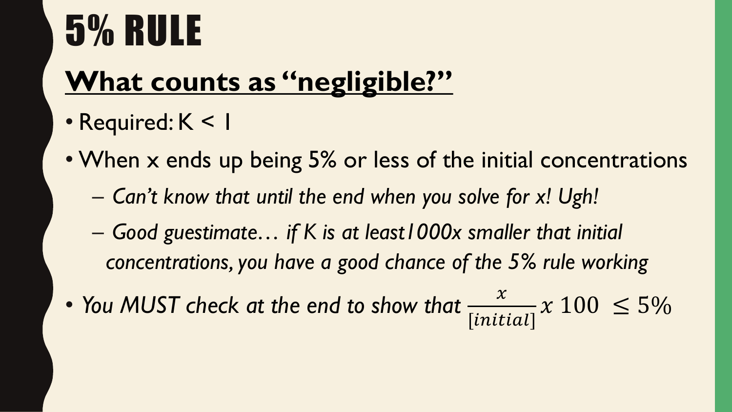# 5% RULE

## <u>What counts as "negligible?"</u>

- Required: K < 1
- When x ends up being 5% or less of the initial concentrations
  - *Can't know that until the end when you solve for x! Ugh!*
  - *Good guestimate… if K is at least1000x smaller that initial concentrations, you have a good chance of the 5% rule working*
- *You MUST check at the end to show that* $\frac{x}{[initial]} x\ 100\ \leq 5\%$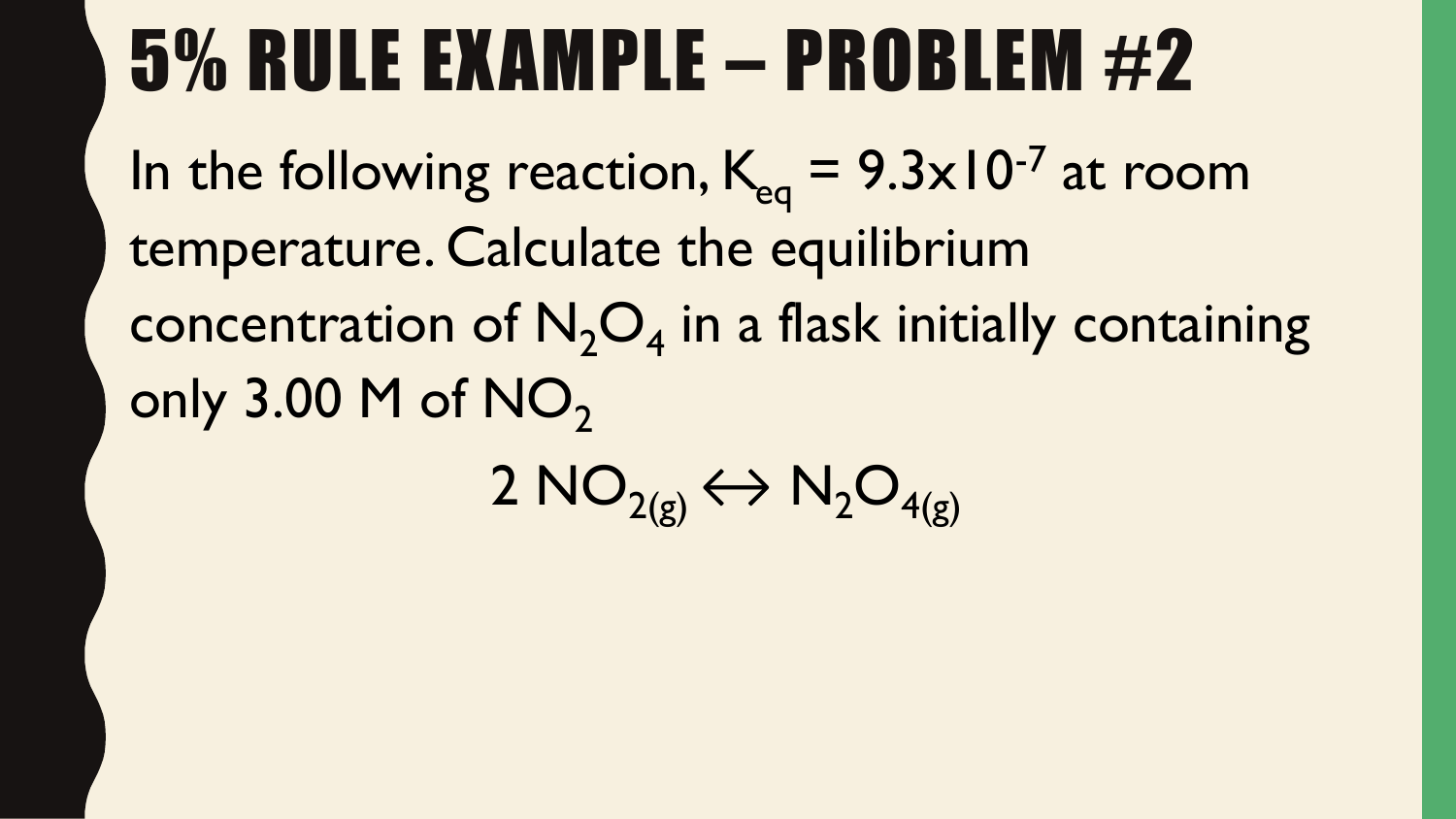# 5% RULE EXAMPLE – PROBLEM #2

In the following reaction, $K_{eq} = 9.3 \times 10^{-7}$ at room temperature. Calculate the equilibrium concentration of $N_2O_4$ in a flask initially containing only 3.00 M of $NO_2$

$$2\ NO_{2(g)} \leftrightarrow N_2O_{4(g)}$$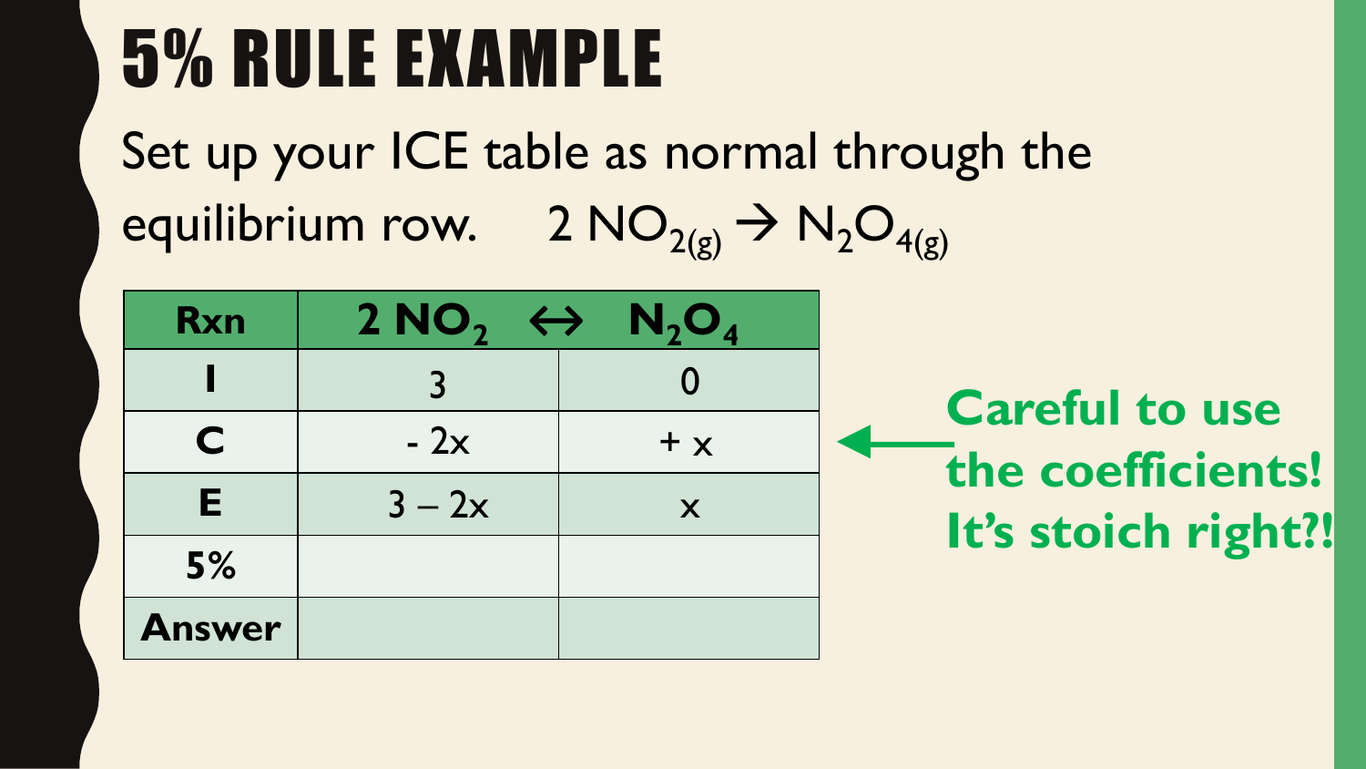# 5% RULE EXAMPLE

Set up your ICE table as normal through the equilibrium row. $2\ NO_{2(g)} \rightarrow N_2O_{4(g)}$

| Rxn | $2\ NO_2$ ↔ | $N_2O_4$ |
|---|---|---|
| I | 3 | 0 |
| C | - 2x | + x |
| E | 3 – 2x | x |
| 5% | | |
| Answer | | |

**Careful to use the coefficients! It's stoich right?!**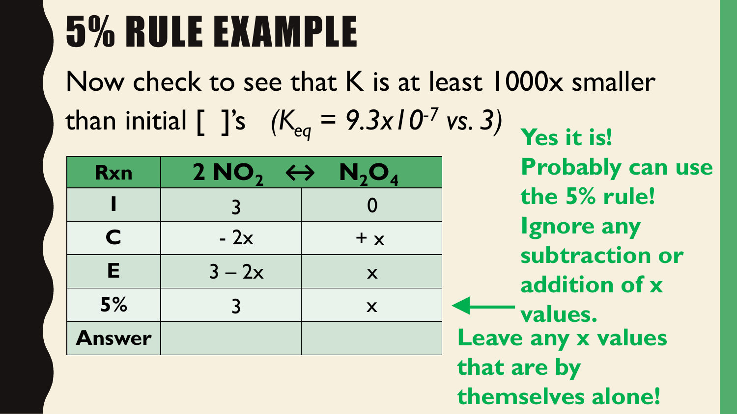# 5% RULE EXAMPLE

Now check to see that K is at least 1000x smaller than initial [ ]'s *($K_{eq} = 9.3x10^{-7}$ vs. 3)*

| Rxn | $2\ NO_2 \leftrightarrow N_2O_4$ | |
|---|---|---|
| **I** | 3 | 0 |
| **C** | - 2x | + x |
| **E** | 3 – 2x | x |
| **5%** | 3 | x |
| **Answer** | | |

**Yes it is! Probably can use the 5% rule! Ignore any subtraction or addition of x values.**

**Leave any x values that are by themselves alone!**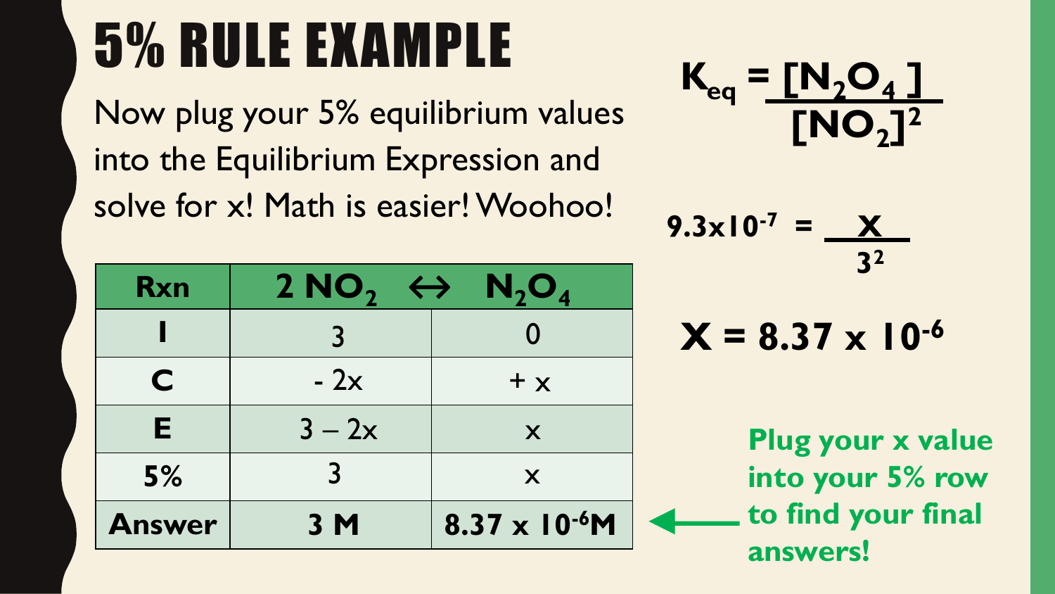# 5% RULE EXAMPLE

Now plug your 5% equilibrium values into the Equilibrium Expression and solve for x! Math is easier! Woohoo!

| Rxn | $2\,NO_2$ ↔ | $N_2O_4$ |
|---|---|---|
| I | 3 | 0 |
| C | - 2x | + x |
| E | 3 – 2x | x |
| 5% | 3 | x |
| Answer | 3 M | $8.37 \times 10^{-6}$M |

$$K_{eq} = \frac{[N_2O_4]}{[NO_2]^2}$$

$$9.3 \times 10^{-7} = \frac{X}{3^2}$$

$$X = 8.37 \times 10^{-6}$$

**Plug your x value into your 5% row to find your final answers!**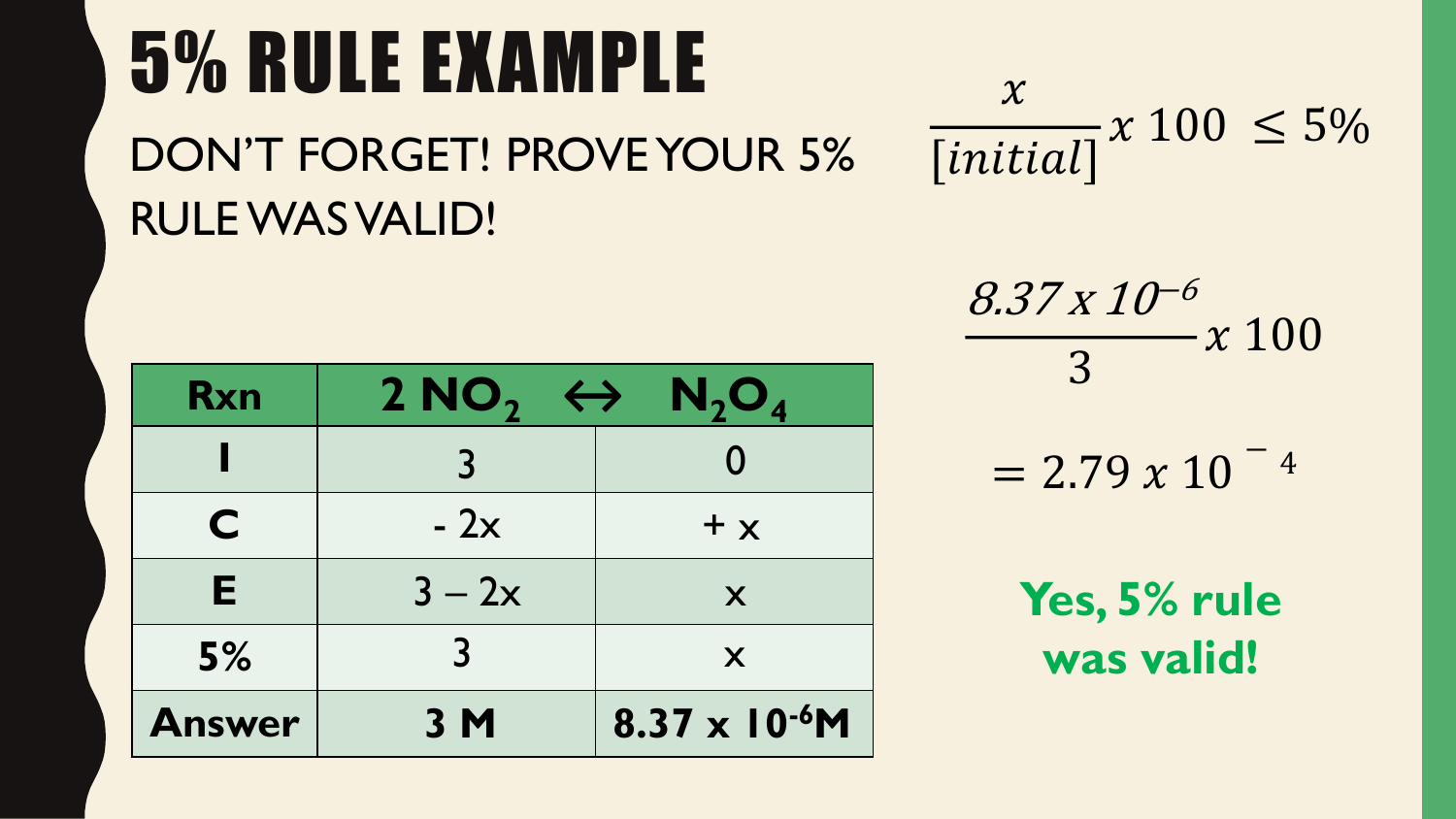# 5% RULE EXAMPLE

DON'T FORGET! PROVE YOUR 5% RULE WAS VALID!

$$\frac{x}{[initial]} x\ 100 \leq 5\%$$

| Rxn | $2\ NO_2 \leftrightarrow N_2O_4$ | |
|---|---|---|
| I | 3 | 0 |
| C | - 2x | + x |
| E | 3 – 2x | x |
| 5% | 3 | x |
| Answer | 3 M | $8.37 \times 10^{-6}$M |

$$\frac{8.37\ x\ 10^{-6}}{3} x\ 100$$

$$= 2.79\ x\ 10^{-4}$$

**Yes, 5% rule was valid!**